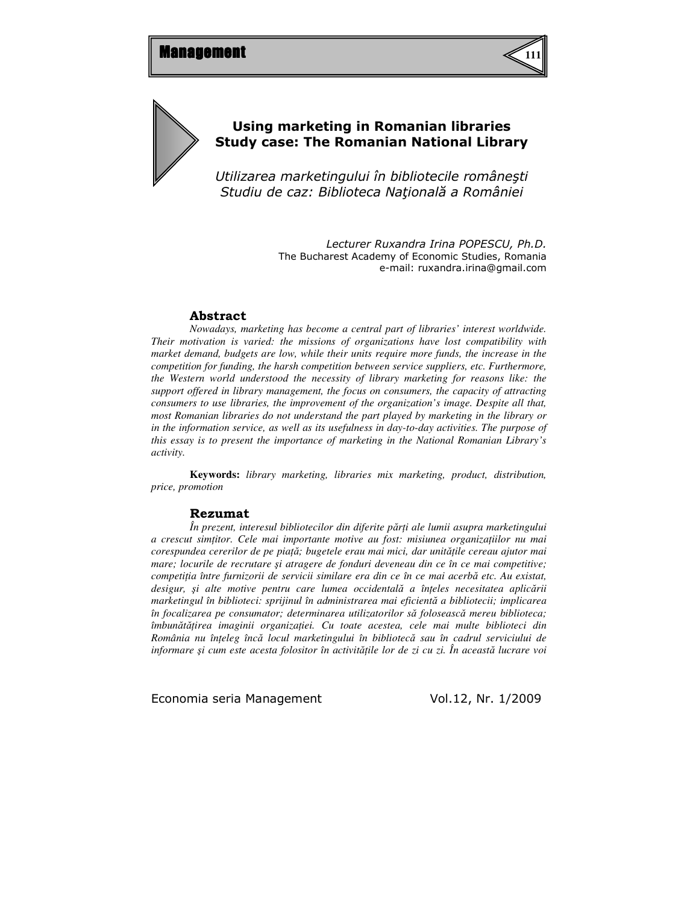# Using marketing in Romanian libraries
# Study case: The Romanian National Library

*Utilizarea marketingului în bibliotecile româneşti*
*Studiu de caz: Biblioteca Naţională a României*

*Lecturer Ruxandra Irina POPESCU, Ph.D.*
The Bucharest Academy of Economic Studies, Romania
e-mail: ruxandra.irina@gmail.com

## Abstract

*Nowadays, marketing has become a central part of libraries' interest worldwide. Their motivation is varied: the missions of organizations have lost compatibility with market demand, budgets are low, while their units require more funds, the increase in the competition for funding, the harsh competition between service suppliers, etc. Furthermore, the Western world understood the necessity of library marketing for reasons like: the support offered in library management, the focus on consumers, the capacity of attracting consumers to use libraries, the improvement of the organization's image. Despite all that, most Romanian libraries do not understand the part played by marketing in the library or in the information service, as well as its usefulness in day-to-day activities. The purpose of this essay is to present the importance of marketing in the National Romanian Library's activity.*

**Keywords:** *library marketing, libraries mix marketing, product, distribution, price, promotion*

## Rezumat

*În prezent, interesul bibliotecilor din diferite părți ale lumii asupra marketingului a crescut simțitor. Cele mai importante motive au fost: misiunea organizațiilor nu mai corespundea cererilor de pe piață; bugetele erau mai mici, dar unitățile cereau ajutor mai mare; locurile de recrutare şi atragere de fonduri deveneau din ce în ce mai competitive; competiția între furnizorii de servicii similare era din ce în ce mai acerbă etc. Au existat, desigur, şi alte motive pentru care lumea occidentală a înțeles necesitatea aplicării marketingul în biblioteci: sprijinul în administrarea mai eficientă a bibliotecii; implicarea în focalizarea pe consumator; determinarea utilizatorilor să folosească mereu biblioteca; îmbunătățirea imaginii organizației. Cu toate acestea, cele mai multe biblioteci din România nu înțeleg încă locul marketingului în bibliotecă sau în cadrul serviciului de informare şi cum este acesta folositor în activitățile lor de zi cu zi. În această lucrare voi*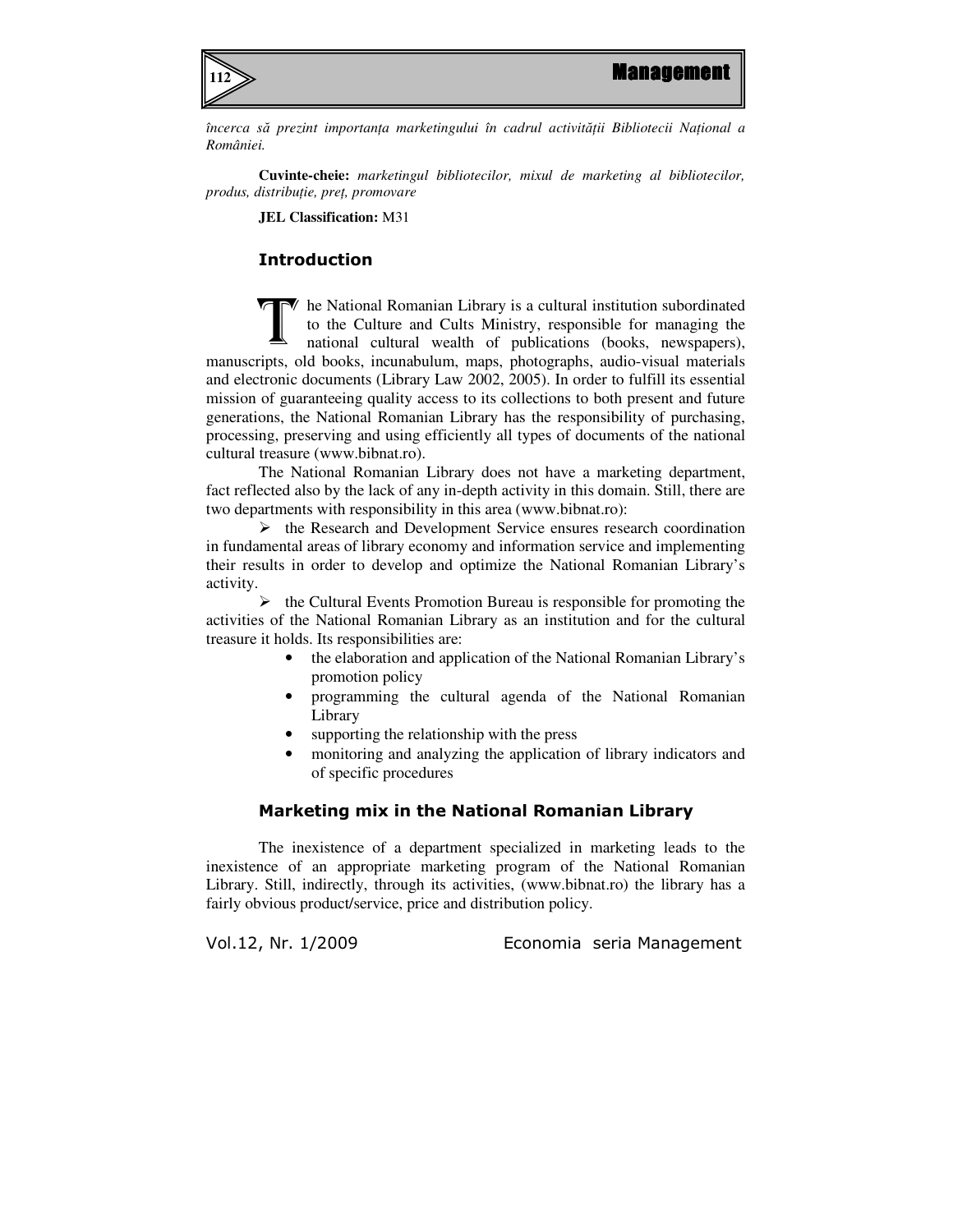*încerca să prezint importanța marketingului în cadrul activității Bibliotecii Național a României.*

**Cuvinte-cheie:** *marketingul bibliotecilor, mixul de marketing al bibliotecilor, produs, distribuție, preț, promovare*

**JEL Classification:** M31

## Introduction

The National Romanian Library is a cultural institution subordinated to the Culture and Cults Ministry, responsible for managing the national cultural wealth of publications (books, newspapers), manuscripts, old books, incunabulum, maps, photographs, audio-visual materials and electronic documents (Library Law 2002, 2005). In order to fulfill its essential mission of guaranteeing quality access to its collections to both present and future generations, the National Romanian Library has the responsibility of purchasing, processing, preserving and using efficiently all types of documents of the national cultural treasure (www.bibnat.ro).

The National Romanian Library does not have a marketing department, fact reflected also by the lack of any in-depth activity in this domain. Still, there are two departments with responsibility in this area (www.bibnat.ro):

- the Research and Development Service ensures research coordination in fundamental areas of library economy and information service and implementing their results in order to develop and optimize the National Romanian Library's activity.
- the Cultural Events Promotion Bureau is responsible for promoting the activities of the National Romanian Library as an institution and for the cultural treasure it holds. Its responsibilities are:
  - the elaboration and application of the National Romanian Library's promotion policy
  - programming the cultural agenda of the National Romanian Library
  - supporting the relationship with the press
  - monitoring and analyzing the application of library indicators and of specific procedures

## Marketing mix in the National Romanian Library

The inexistence of a department specialized in marketing leads to the inexistence of an appropriate marketing program of the National Romanian Library. Still, indirectly, through its activities, (www.bibnat.ro) the library has a fairly obvious product/service, price and distribution policy.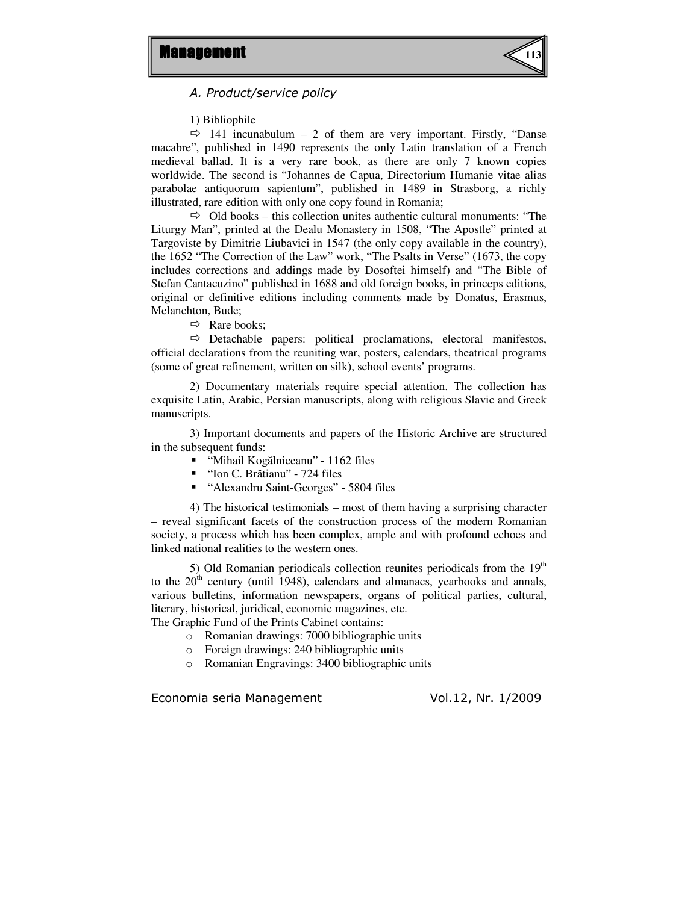### *A. Product/service policy*

1) Bibliophile

⇨ 141 incunabulum – 2 of them are very important. Firstly, "Danse macabre", published in 1490 represents the only Latin translation of a French medieval ballad. It is a very rare book, as there are only 7 known copies worldwide. The second is "Johannes de Capua, Directorium Humanie vitae alias parabolae antiquorum sapientum", published in 1489 in Strasborg, a richly illustrated, rare edition with only one copy found in Romania;

⇨ Old books – this collection unites authentic cultural monuments: "The Liturgy Man", printed at the Dealu Monastery in 1508, "The Apostle" printed at Targoviste by Dimitrie Liubavici in 1547 (the only copy available in the country), the 1652 "The Correction of the Law" work, "The Psalts in Verse" (1673, the copy includes corrections and addings made by Dosoftei himself) and "The Bible of Stefan Cantacuzino" published in 1688 and old foreign books, in princeps editions, original or definitive editions including comments made by Donatus, Erasmus, Melanchton, Bude;

⇨ Rare books;

⇨ Detachable papers: political proclamations, electoral manifestos, official declarations from the reuniting war, posters, calendars, theatrical programs (some of great refinement, written on silk), school events' programs.

2) Documentary materials require special attention. The collection has exquisite Latin, Arabic, Persian manuscripts, along with religious Slavic and Greek manuscripts.

3) Important documents and papers of the Historic Archive are structured in the subsequent funds:

- "Mihail Kogălniceanu" - 1162 files
- "Ion C. Brătianu" - 724 files
- "Alexandru Saint-Georges" - 5804 files

4) The historical testimonials – most of them having a surprising character – reveal significant facets of the construction process of the modern Romanian society, a process which has been complex, ample and with profound echoes and linked national realities to the western ones.

5) Old Romanian periodicals collection reunites periodicals from the 19th to the 20th century (until 1948), calendars and almanacs, yearbooks and annals, various bulletins, information newspapers, organs of political parties, cultural, literary, historical, juridical, economic magazines, etc.

The Graphic Fund of the Prints Cabinet contains:

- Romanian drawings: 7000 bibliographic units
- Foreign drawings: 240 bibliographic units
- Romanian Engravings: 3400 bibliographic units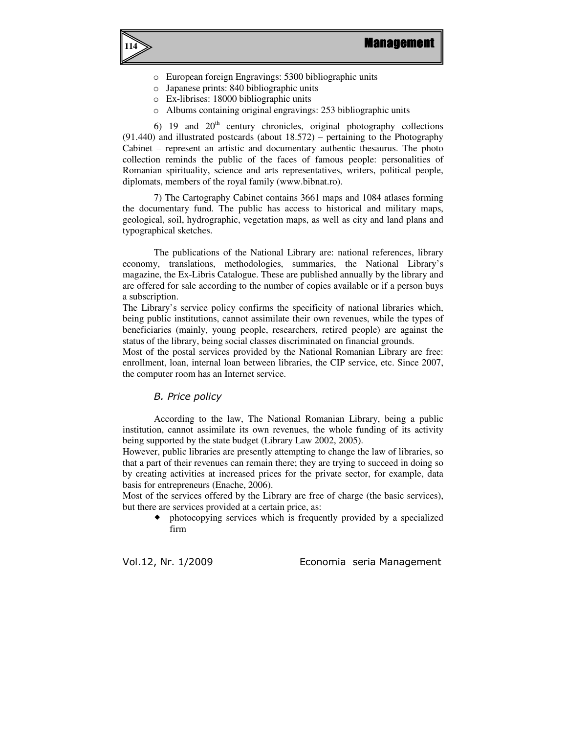- European foreign Engravings: 5300 bibliographic units
- Japanese prints: 840 bibliographic units
- Ex-librises: 18000 bibliographic units
- Albums containing original engravings: 253 bibliographic units

6) 19 and 20$^{th}$ century chronicles, original photography collections (91.440) and illustrated postcards (about 18.572) – pertaining to the Photography Cabinet – represent an artistic and documentary authentic thesaurus. The photo collection reminds the public of the faces of famous people: personalities of Romanian spirituality, science and arts representatives, writers, political people, diplomats, members of the royal family (www.bibnat.ro).

7) The Cartography Cabinet contains 3661 maps and 1084 atlases forming the documentary fund. The public has access to historical and military maps, geological, soil, hydrographic, vegetation maps, as well as city and land plans and typographical sketches.

The publications of the National Library are: national references, library economy, translations, methodologies, summaries, the National Library's magazine, the Ex-Libris Catalogue. These are published annually by the library and are offered for sale according to the number of copies available or if a person buys a subscription.

The Library's service policy confirms the specificity of national libraries which, being public institutions, cannot assimilate their own revenues, while the types of beneficiaries (mainly, young people, researchers, retired people) are against the status of the library, being social classes discriminated on financial grounds.

Most of the postal services provided by the National Romanian Library are free: enrollment, loan, internal loan between libraries, the CIP service, etc. Since 2007, the computer room has an Internet service.

### *B. Price policy*

According to the law, The National Romanian Library, being a public institution, cannot assimilate its own revenues, the whole funding of its activity being supported by the state budget (Library Law 2002, 2005).

However, public libraries are presently attempting to change the law of libraries, so that a part of their revenues can remain there; they are trying to succeed in doing so by creating activities at increased prices for the private sector, for example, data basis for entrepreneurs (Enache, 2006).

Most of the services offered by the Library are free of charge (the basic services), but there are services provided at a certain price, as:

- photocopying services which is frequently provided by a specialized firm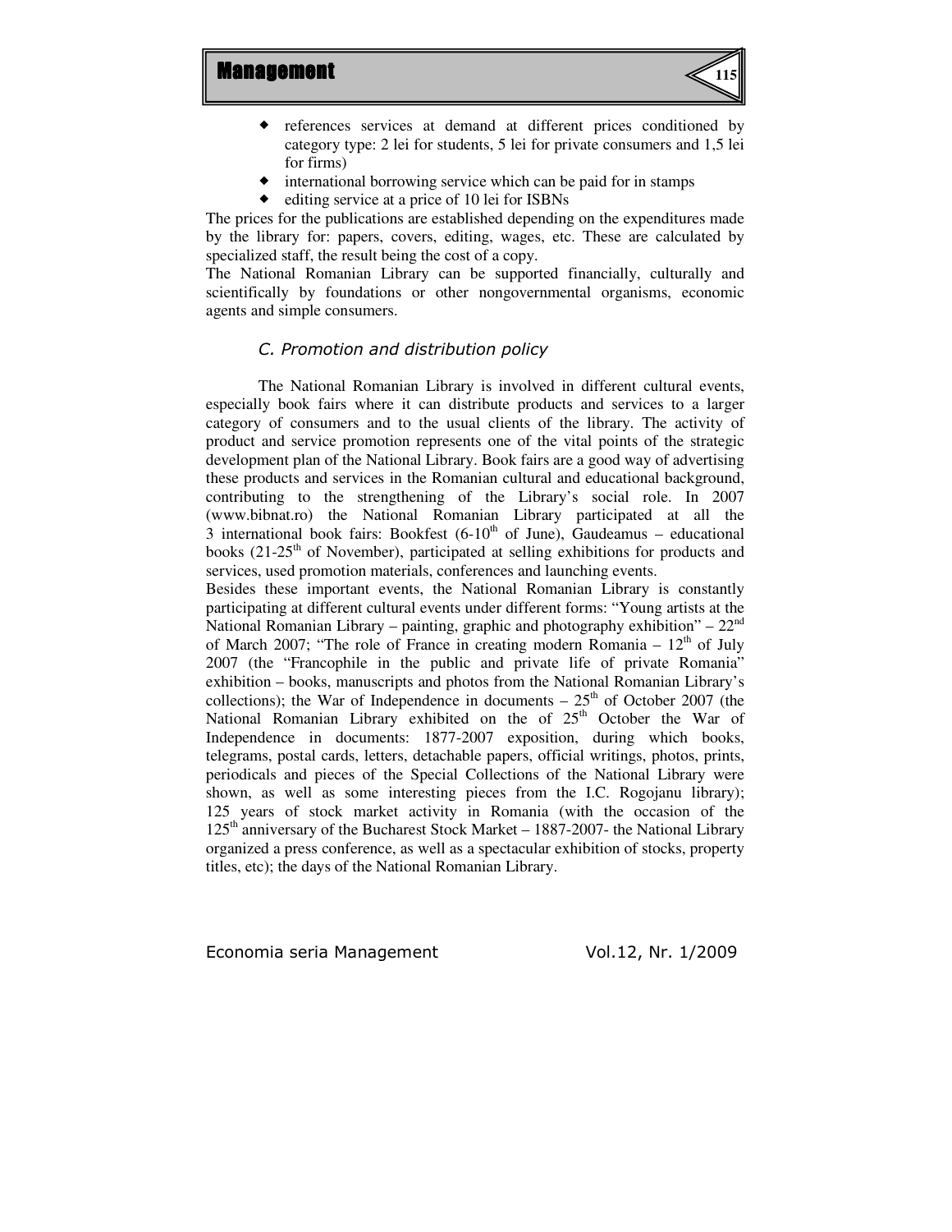- references services at demand at different prices conditioned by category type: 2 lei for students, 5 lei for private consumers and 1,5 lei for firms)
- international borrowing service which can be paid for in stamps
- editing service at a price of 10 lei for ISBNs

The prices for the publications are established depending on the expenditures made by the library for: papers, covers, editing, wages, etc. These are calculated by specialized staff, the result being the cost of a copy.

The National Romanian Library can be supported financially, culturally and scientifically by foundations or other nongovernmental organisms, economic agents and simple consumers.

### *C. Promotion and distribution policy*

The National Romanian Library is involved in different cultural events, especially book fairs where it can distribute products and services to a larger category of consumers and to the usual clients of the library. The activity of product and service promotion represents one of the vital points of the strategic development plan of the National Library. Book fairs are a good way of advertising these products and services in the Romanian cultural and educational background, contributing to the strengthening of the Library's social role. In 2007 (www.bibnat.ro) the National Romanian Library participated at all the 3 international book fairs: Bookfest (6-10th of June), Gaudeamus – educational books (21-25th of November), participated at selling exhibitions for products and services, used promotion materials, conferences and launching events.

Besides these important events, the National Romanian Library is constantly participating at different cultural events under different forms: "Young artists at the National Romanian Library – painting, graphic and photography exhibition" – 22nd of March 2007; "The role of France in creating modern Romania – 12th of July 2007 (the "Francophile in the public and private life of private Romania" exhibition – books, manuscripts and photos from the National Romanian Library's collections); the War of Independence in documents – 25th of October 2007 (the National Romanian Library exhibited on the of 25th October the War of Independence in documents: 1877-2007 exposition, during which books, telegrams, postal cards, letters, detachable papers, official writings, photos, prints, periodicals and pieces of the Special Collections of the National Library were shown, as well as some interesting pieces from the I.C. Rogojanu library); 125 years of stock market activity in Romania (with the occasion of the 125th anniversary of the Bucharest Stock Market – 1887-2007- the National Library organized a press conference, as well as a spectacular exhibition of stocks, property titles, etc); the days of the National Romanian Library.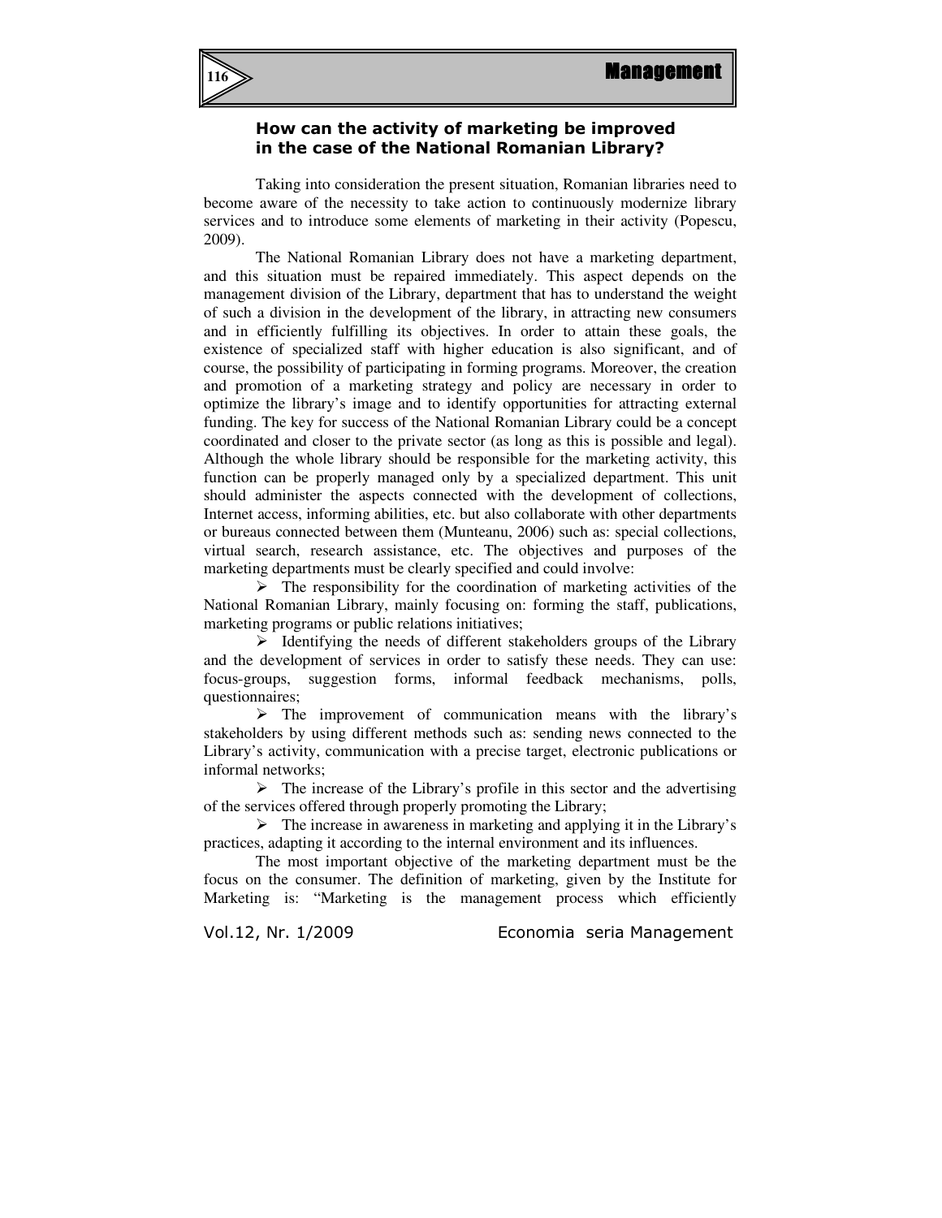### How can the activity of marketing be improved in the case of the National Romanian Library?

Taking into consideration the present situation, Romanian libraries need to become aware of the necessity to take action to continuously modernize library services and to introduce some elements of marketing in their activity (Popescu, 2009).

The National Romanian Library does not have a marketing department, and this situation must be repaired immediately. This aspect depends on the management division of the Library, department that has to understand the weight of such a division in the development of the library, in attracting new consumers and in efficiently fulfilling its objectives. In order to attain these goals, the existence of specialized staff with higher education is also significant, and of course, the possibility of participating in forming programs. Moreover, the creation and promotion of a marketing strategy and policy are necessary in order to optimize the library's image and to identify opportunities for attracting external funding. The key for success of the National Romanian Library could be a concept coordinated and closer to the private sector (as long as this is possible and legal). Although the whole library should be responsible for the marketing activity, this function can be properly managed only by a specialized department. This unit should administer the aspects connected with the development of collections, Internet access, informing abilities, etc. but also collaborate with other departments or bureaus connected between them (Munteanu, 2006) such as: special collections, virtual search, research assistance, etc. The objectives and purposes of the marketing departments must be clearly specified and could involve:

- The responsibility for the coordination of marketing activities of the National Romanian Library, mainly focusing on: forming the staff, publications, marketing programs or public relations initiatives;
- Identifying the needs of different stakeholders groups of the Library and the development of services in order to satisfy these needs. They can use: focus-groups, suggestion forms, informal feedback mechanisms, polls, questionnaires;
- The improvement of communication means with the library's stakeholders by using different methods such as: sending news connected to the Library's activity, communication with a precise target, electronic publications or informal networks;
- The increase of the Library's profile in this sector and the advertising of the services offered through properly promoting the Library;
- The increase in awareness in marketing and applying it in the Library's practices, adapting it according to the internal environment and its influences.

The most important objective of the marketing department must be the focus on the consumer. The definition of marketing, given by the Institute for Marketing is: "Marketing is the management process which efficiently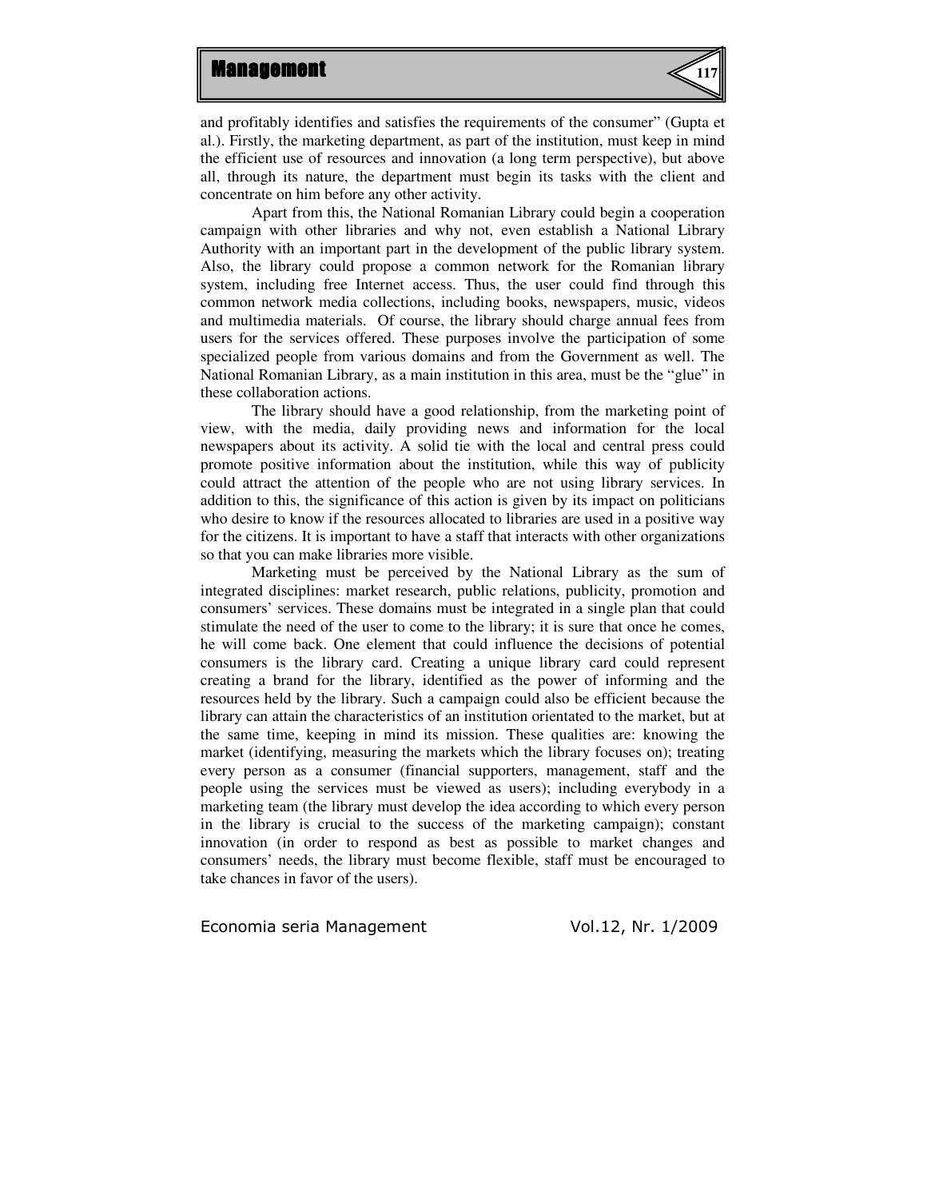and profitably identifies and satisfies the requirements of the consumer" (Gupta et al.). Firstly, the marketing department, as part of the institution, must keep in mind the efficient use of resources and innovation (a long term perspective), but above all, through its nature, the department must begin its tasks with the client and concentrate on him before any other activity.

Apart from this, the National Romanian Library could begin a cooperation campaign with other libraries and why not, even establish a National Library Authority with an important part in the development of the public library system. Also, the library could propose a common network for the Romanian library system, including free Internet access. Thus, the user could find through this common network media collections, including books, newspapers, music, videos and multimedia materials. Of course, the library should charge annual fees from users for the services offered. These purposes involve the participation of some specialized people from various domains and from the Government as well. The National Romanian Library, as a main institution in this area, must be the "glue" in these collaboration actions.

The library should have a good relationship, from the marketing point of view, with the media, daily providing news and information for the local newspapers about its activity. A solid tie with the local and central press could promote positive information about the institution, while this way of publicity could attract the attention of the people who are not using library services. In addition to this, the significance of this action is given by its impact on politicians who desire to know if the resources allocated to libraries are used in a positive way for the citizens. It is important to have a staff that interacts with other organizations so that you can make libraries more visible.

Marketing must be perceived by the National Library as the sum of integrated disciplines: market research, public relations, publicity, promotion and consumers' services. These domains must be integrated in a single plan that could stimulate the need of the user to come to the library; it is sure that once he comes, he will come back. One element that could influence the decisions of potential consumers is the library card. Creating a unique library card could represent creating a brand for the library, identified as the power of informing and the resources held by the library. Such a campaign could also be efficient because the library can attain the characteristics of an institution orientated to the market, but at the same time, keeping in mind its mission. These qualities are: knowing the market (identifying, measuring the markets which the library focuses on); treating every person as a consumer (financial supporters, management, staff and the people using the services must be viewed as users); including everybody in a marketing team (the library must develop the idea according to which every person in the library is crucial to the success of the marketing campaign); constant innovation (in order to respond as best as possible to market changes and consumers' needs, the library must become flexible, staff must be encouraged to take chances in favor of the users).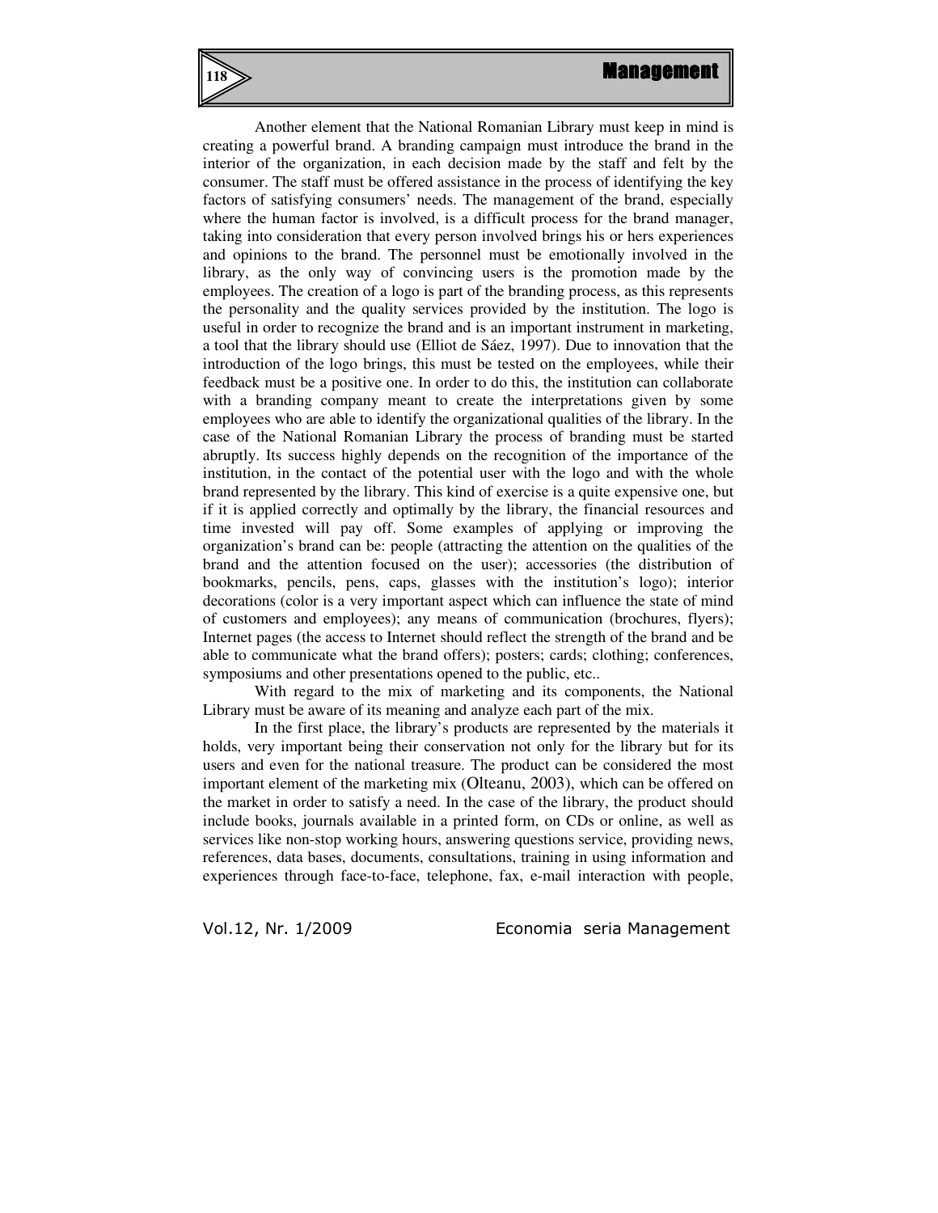Another element that the National Romanian Library must keep in mind is creating a powerful brand. A branding campaign must introduce the brand in the interior of the organization, in each decision made by the staff and felt by the consumer. The staff must be offered assistance in the process of identifying the key factors of satisfying consumers' needs. The management of the brand, especially where the human factor is involved, is a difficult process for the brand manager, taking into consideration that every person involved brings his or hers experiences and opinions to the brand. The personnel must be emotionally involved in the library, as the only way of convincing users is the promotion made by the employees. The creation of a logo is part of the branding process, as this represents the personality and the quality services provided by the institution. The logo is useful in order to recognize the brand and is an important instrument in marketing, a tool that the library should use (Elliot de Sáez, 1997). Due to innovation that the introduction of the logo brings, this must be tested on the employees, while their feedback must be a positive one. In order to do this, the institution can collaborate with a branding company meant to create the interpretations given by some employees who are able to identify the organizational qualities of the library. In the case of the National Romanian Library the process of branding must be started abruptly. Its success highly depends on the recognition of the importance of the institution, in the contact of the potential user with the logo and with the whole brand represented by the library. This kind of exercise is a quite expensive one, but if it is applied correctly and optimally by the library, the financial resources and time invested will pay off. Some examples of applying or improving the organization's brand can be: people (attracting the attention on the qualities of the brand and the attention focused on the user); accessories (the distribution of bookmarks, pencils, pens, caps, glasses with the institution's logo); interior decorations (color is a very important aspect which can influence the state of mind of customers and employees); any means of communication (brochures, flyers); Internet pages (the access to Internet should reflect the strength of the brand and be able to communicate what the brand offers); posters; cards; clothing; conferences, symposiums and other presentations opened to the public, etc..

With regard to the mix of marketing and its components, the National Library must be aware of its meaning and analyze each part of the mix.

In the first place, the library's products are represented by the materials it holds, very important being their conservation not only for the library but for its users and even for the national treasure. The product can be considered the most important element of the marketing mix (Olteanu, 2003), which can be offered on the market in order to satisfy a need. In the case of the library, the product should include books, journals available in a printed form, on CDs or online, as well as services like non-stop working hours, answering questions service, providing news, references, data bases, documents, consultations, training in using information and experiences through face-to-face, telephone, fax, e-mail interaction with people,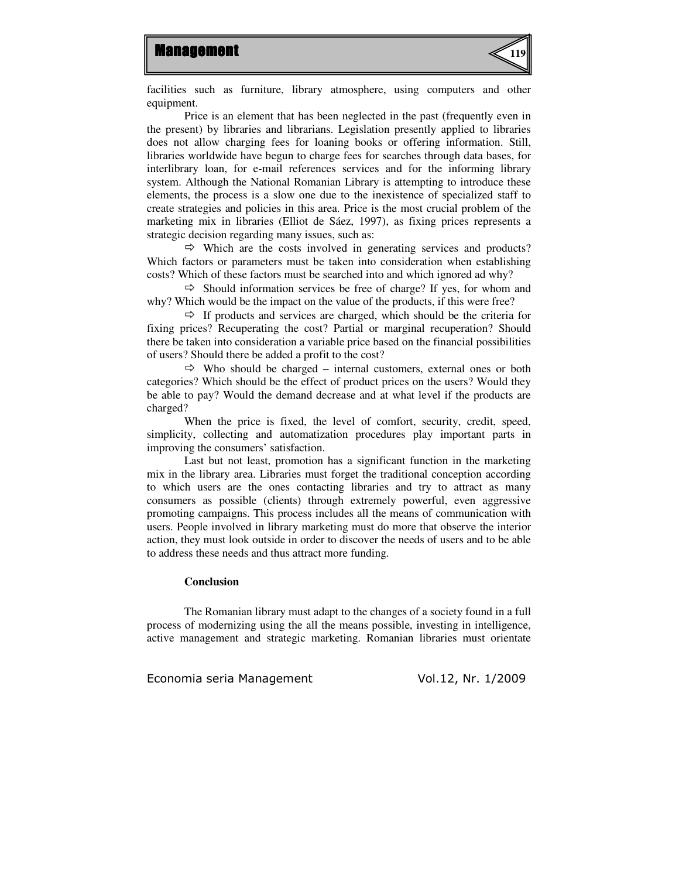facilities such as furniture, library atmosphere, using computers and other equipment.

Price is an element that has been neglected in the past (frequently even in the present) by libraries and librarians. Legislation presently applied to libraries does not allow charging fees for loaning books or offering information. Still, libraries worldwide have begun to charge fees for searches through data bases, for interlibrary loan, for e-mail references services and for the informing library system. Although the National Romanian Library is attempting to introduce these elements, the process is a slow one due to the inexistence of specialized staff to create strategies and policies in this area. Price is the most crucial problem of the marketing mix in libraries (Elliot de Sáez, 1997), as fixing prices represents a strategic decision regarding many issues, such as:

⇨ Which are the costs involved in generating services and products? Which factors or parameters must be taken into consideration when establishing costs? Which of these factors must be searched into and which ignored ad why?

⇨ Should information services be free of charge? If yes, for whom and why? Which would be the impact on the value of the products, if this were free?

⇨ If products and services are charged, which should be the criteria for fixing prices? Recuperating the cost? Partial or marginal recuperation? Should there be taken into consideration a variable price based on the financial possibilities of users? Should there be added a profit to the cost?

⇨ Who should be charged – internal customers, external ones or both categories? Which should be the effect of product prices on the users? Would they be able to pay? Would the demand decrease and at what level if the products are charged?

When the price is fixed, the level of comfort, security, credit, speed, simplicity, collecting and automatization procedures play important parts in improving the consumers' satisfaction.

Last but not least, promotion has a significant function in the marketing mix in the library area. Libraries must forget the traditional conception according to which users are the ones contacting libraries and try to attract as many consumers as possible (clients) through extremely powerful, even aggressive promoting campaigns. This process includes all the means of communication with users. People involved in library marketing must do more that observe the interior action, they must look outside in order to discover the needs of users and to be able to address these needs and thus attract more funding.

## Conclusion

The Romanian library must adapt to the changes of a society found in a full process of modernizing using the all the means possible, investing in intelligence, active management and strategic marketing. Romanian libraries must orientate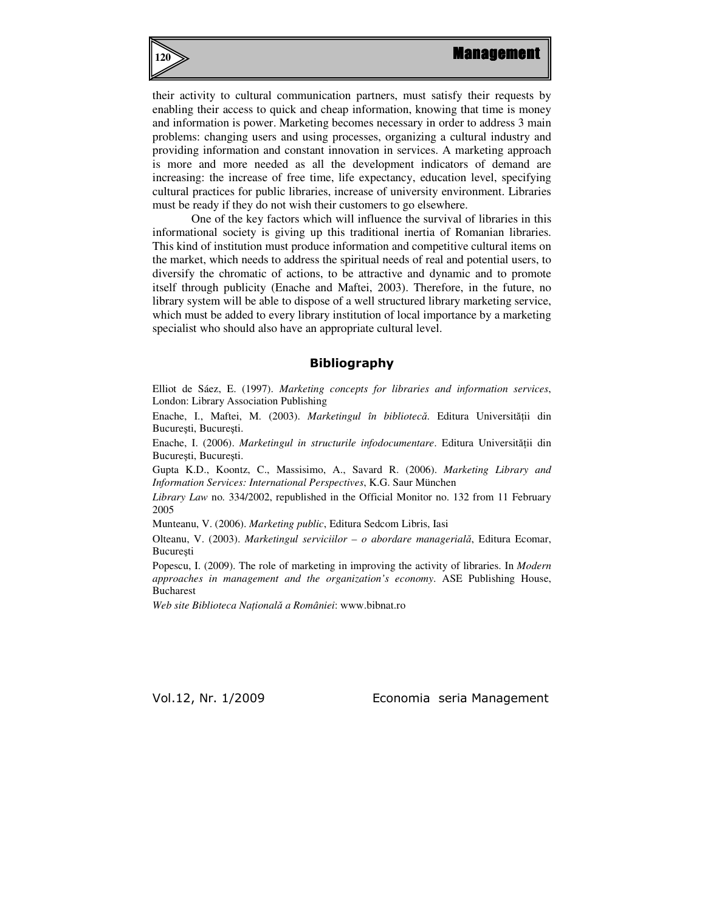their activity to cultural communication partners, must satisfy their requests by enabling their access to quick and cheap information, knowing that time is money and information is power. Marketing becomes necessary in order to address 3 main problems: changing users and using processes, organizing a cultural industry and providing information and constant innovation in services. A marketing approach is more and more needed as all the development indicators of demand are increasing: the increase of free time, life expectancy, education level, specifying cultural practices for public libraries, increase of university environment. Libraries must be ready if they do not wish their customers to go elsewhere.

One of the key factors which will influence the survival of libraries in this informational society is giving up this traditional inertia of Romanian libraries. This kind of institution must produce information and competitive cultural items on the market, which needs to address the spiritual needs of real and potential users, to diversify the chromatic of actions, to be attractive and dynamic and to promote itself through publicity (Enache and Maftei, 2003). Therefore, in the future, no library system will be able to dispose of a well structured library marketing service, which must be added to every library institution of local importance by a marketing specialist who should also have an appropriate cultural level.

## Bibliography

Elliot de Sáez, E. (1997). *Marketing concepts for libraries and information services*, London: Library Association Publishing

Enache, I., Maftei, M. (2003). *Marketingul în bibliotecă.* Editura Universității din Bucureşti, Bucureşti.

Enache, I. (2006). *Marketingul in structurile infodocumentare*. Editura Universității din Bucureşti, Bucureşti.

Gupta K.D., Koontz, C., Massisimo, A., Savard R. (2006). *Marketing Library and Information Services: International Perspectives*, K.G. Saur München

*Library Law* no. 334/2002, republished in the Official Monitor no. 132 from 11 February 2005

Munteanu, V. (2006). *Marketing public*, Editura Sedcom Libris, Iasi

Olteanu, V. (2003). *Marketingul serviciilor – o abordare managerială*, Editura Ecomar, Bucureşti

Popescu, I. (2009). The role of marketing in improving the activity of libraries. In *Modern approaches in management and the organization's economy*. ASE Publishing House, Bucharest

*Web site Biblioteca Națională a României*: www.bibnat.ro